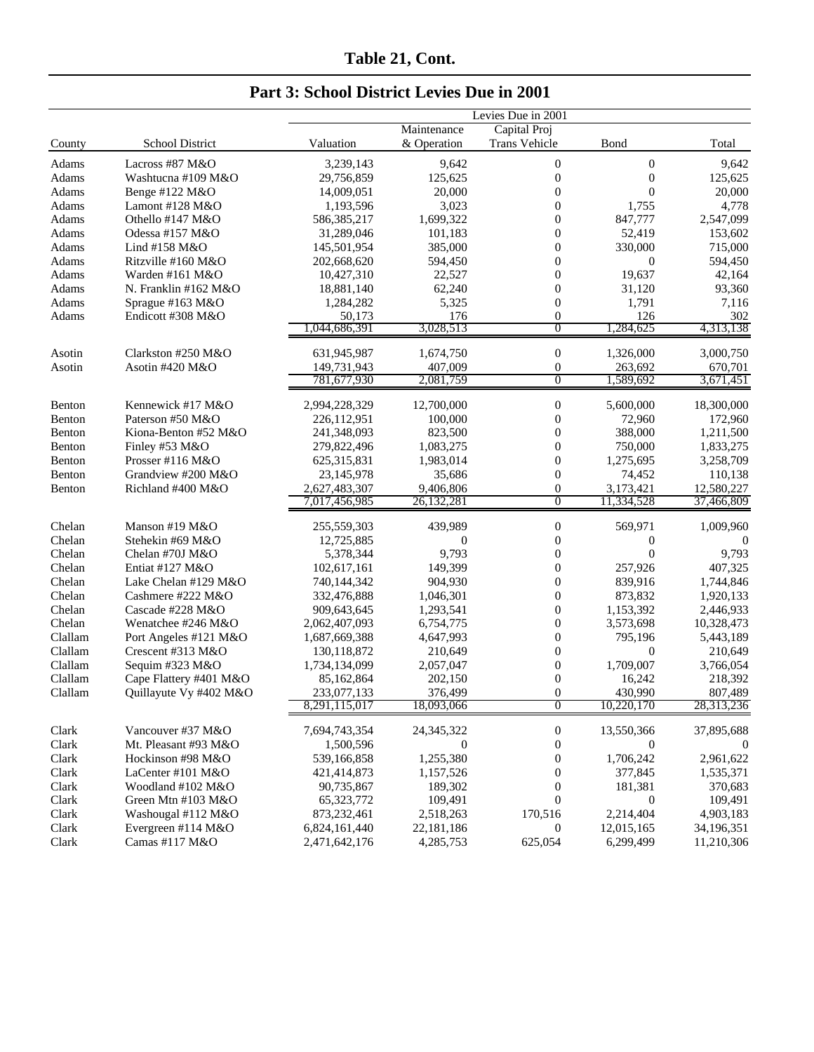## Table 21, Cont.

### Part 3: School District Levies Due in 2001

| County | School District | Valuation | Maintenance & Operation | Capital Proj Trans Vehicle | Bond | Total |
|---|---|---|---|---|---|---|
| | | Levies Due in 2001 | | | | |
| Adams | Lacross #87 M&O | 3,239,143 | 9,642 | 0 | 0 | 9,642 |
| Adams | Washtucna #109 M&O | 29,756,859 | 125,625 | 0 | 0 | 125,625 |
| Adams | Benge #122 M&O | 14,009,051 | 20,000 | 0 | 0 | 20,000 |
| Adams | Lamont #128 M&O | 1,193,596 | 3,023 | 0 | 1,755 | 4,778 |
| Adams | Othello #147 M&O | 586,385,217 | 1,699,322 | 0 | 847,777 | 2,547,099 |
| Adams | Odessa #157 M&O | 31,289,046 | 101,183 | 0 | 52,419 | 153,602 |
| Adams | Lind #158 M&O | 145,501,954 | 385,000 | 0 | 330,000 | 715,000 |
| Adams | Ritzville #160 M&O | 202,668,620 | 594,450 | 0 | 0 | 594,450 |
| Adams | Warden #161 M&O | 10,427,310 | 22,527 | 0 | 19,637 | 42,164 |
| Adams | N. Franklin #162 M&O | 18,881,140 | 62,240 | 0 | 31,120 | 93,360 |
| Adams | Sprague #163 M&O | 1,284,282 | 5,325 | 0 | 1,791 | 7,116 |
| Adams | Endicott #308 M&O | 50,173 | 176 | 0 | 126 | 302 |
| | | 1,044,686,391 | 3,028,513 | 0 | 1,284,625 | 4,313,138 |
| Asotin | Clarkston #250 M&O | 631,945,987 | 1,674,750 | 0 | 1,326,000 | 3,000,750 |
| Asotin | Asotin #420 M&O | 149,731,943 | 407,009 | 0 | 263,692 | 670,701 |
| | | 781,677,930 | 2,081,759 | 0 | 1,589,692 | 3,671,451 |
| Benton | Kennewick #17 M&O | 2,994,228,329 | 12,700,000 | 0 | 5,600,000 | 18,300,000 |
| Benton | Paterson #50 M&O | 226,112,951 | 100,000 | 0 | 72,960 | 172,960 |
| Benton | Kiona-Benton #52 M&O | 241,348,093 | 823,500 | 0 | 388,000 | 1,211,500 |
| Benton | Finley #53 M&O | 279,822,496 | 1,083,275 | 0 | 750,000 | 1,833,275 |
| Benton | Prosser #116 M&O | 625,315,831 | 1,983,014 | 0 | 1,275,695 | 3,258,709 |
| Benton | Grandview #200 M&O | 23,145,978 | 35,686 | 0 | 74,452 | 110,138 |
| Benton | Richland #400 M&O | 2,627,483,307 | 9,406,806 | 0 | 3,173,421 | 12,580,227 |
| | | 7,017,456,985 | 26,132,281 | 0 | 11,334,528 | 37,466,809 |
| Chelan | Manson #19 M&O | 255,559,303 | 439,989 | 0 | 569,971 | 1,009,960 |
| Chelan | Stehekin #69 M&O | 12,725,885 | 0 | 0 | 0 | 0 |
| Chelan | Chelan #70J M&O | 5,378,344 | 9,793 | 0 | 0 | 9,793 |
| Chelan | Entiat #127 M&O | 102,617,161 | 149,399 | 0 | 257,926 | 407,325 |
| Chelan | Lake Chelan #129 M&O | 740,144,342 | 904,930 | 0 | 839,916 | 1,744,846 |
| Chelan | Cashmere #222 M&O | 332,476,888 | 1,046,301 | 0 | 873,832 | 1,920,133 |
| Chelan | Cascade #228 M&O | 909,643,645 | 1,293,541 | 0 | 1,153,392 | 2,446,933 |
| Chelan | Wenatchee #246 M&O | 2,062,407,093 | 6,754,775 | 0 | 3,573,698 | 10,328,473 |
| Clallam | Port Angeles #121 M&O | 1,687,669,388 | 4,647,993 | 0 | 795,196 | 5,443,189 |
| Clallam | Crescent #313 M&O | 130,118,872 | 210,649 | 0 | 0 | 210,649 |
| Clallam | Sequim #323 M&O | 1,734,134,099 | 2,057,047 | 0 | 1,709,007 | 3,766,054 |
| Clallam | Cape Flattery #401 M&O | 85,162,864 | 202,150 | 0 | 16,242 | 218,392 |
| Clallam | Quillayute Vy #402 M&O | 233,077,133 | 376,499 | 0 | 430,990 | 807,489 |
| | | 8,291,115,017 | 18,093,066 | 0 | 10,220,170 | 28,313,236 |
| Clark | Vancouver #37 M&O | 7,694,743,354 | 24,345,322 | 0 | 13,550,366 | 37,895,688 |
| Clark | Mt. Pleasant #93 M&O | 1,500,596 | 0 | 0 | 0 | 0 |
| Clark | Hockinson #98 M&O | 539,166,858 | 1,255,380 | 0 | 1,706,242 | 2,961,622 |
| Clark | LaCenter #101 M&O | 421,414,873 | 1,157,526 | 0 | 377,845 | 1,535,371 |
| Clark | Woodland #102 M&O | 90,735,867 | 189,302 | 0 | 181,381 | 370,683 |
| Clark | Green Mtn #103 M&O | 65,323,772 | 109,491 | 0 | 0 | 109,491 |
| Clark | Washougal #112 M&O | 873,232,461 | 2,518,263 | 170,516 | 2,214,404 | 4,903,183 |
| Clark | Evergreen #114 M&O | 6,824,161,440 | 22,181,186 | 0 | 12,015,165 | 34,196,351 |
| Clark | Camas #117 M&O | 2,471,642,176 | 4,285,753 | 625,054 | 6,299,499 | 11,210,306 |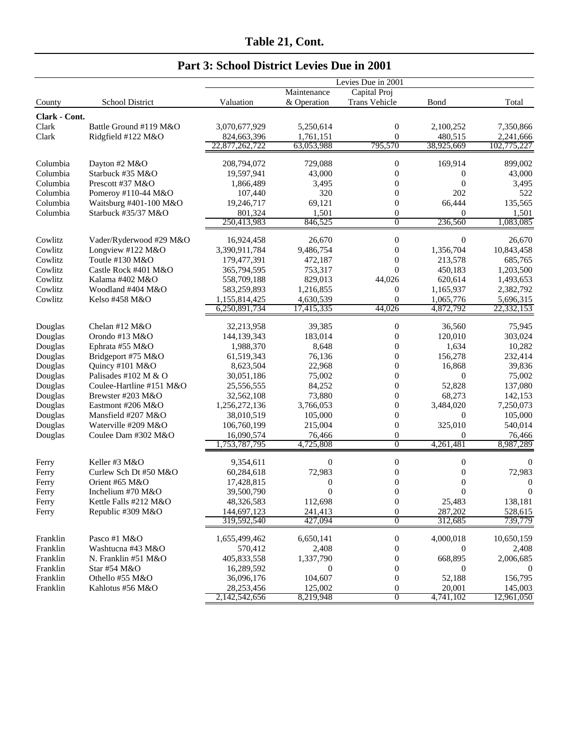## Table 21, Cont.

## Part 3: School District Levies Due in 2001

| County | School District | Valuation | Levies Due in 2001 Maintenance & Operation | Capital Proj Trans Vehicle | Bond | Total |
|---|---|---|---|---|---|---|
| **Clark - Cont.** | | | | | | |
| Clark | Battle Ground #119 M&O | 3,070,677,929 | 5,250,614 | 0 | 2,100,252 | 7,350,866 |
| Clark | Ridgfield #122 M&O | 824,663,396 | 1,761,151 | 0 | 480,515 | 2,241,666 |
| | | 22,877,262,722 | 63,053,988 | 795,570 | 38,925,669 | 102,775,227 |
| Columbia | Dayton #2 M&O | 208,794,072 | 729,088 | 0 | 169,914 | 899,002 |
| Columbia | Starbuck #35 M&O | 19,597,941 | 43,000 | 0 | 0 | 43,000 |
| Columbia | Prescott #37 M&O | 1,866,489 | 3,495 | 0 | 0 | 3,495 |
| Columbia | Pomeroy #110-44 M&O | 107,440 | 320 | 0 | 202 | 522 |
| Columbia | Waitsburg #401-100 M&O | 19,246,717 | 69,121 | 0 | 66,444 | 135,565 |
| Columbia | Starbuck #35/37 M&O | 801,324 | 1,501 | 0 | 0 | 1,501 |
| | | 250,413,983 | 846,525 | 0 | 236,560 | 1,083,085 |
| Cowlitz | Vader/Ryderwood #29 M&O | 16,924,458 | 26,670 | 0 | 0 | 26,670 |
| Cowlitz | Longview #122 M&O | 3,390,911,784 | 9,486,754 | 0 | 1,356,704 | 10,843,458 |
| Cowlitz | Toutle #130 M&O | 179,477,391 | 472,187 | 0 | 213,578 | 685,765 |
| Cowlitz | Castle Rock #401 M&O | 365,794,595 | 753,317 | 0 | 450,183 | 1,203,500 |
| Cowlitz | Kalama #402 M&O | 558,709,188 | 829,013 | 44,026 | 620,614 | 1,493,653 |
| Cowlitz | Woodland #404 M&O | 583,259,893 | 1,216,855 | 0 | 1,165,937 | 2,382,792 |
| Cowlitz | Kelso #458 M&O | 1,155,814,425 | 4,630,539 | 0 | 1,065,776 | 5,696,315 |
| | | 6,250,891,734 | 17,415,335 | 44,026 | 4,872,792 | 22,332,153 |
| Douglas | Chelan #12 M&O | 32,213,958 | 39,385 | 0 | 36,560 | 75,945 |
| Douglas | Orondo #13 M&O | 144,139,343 | 183,014 | 0 | 120,010 | 303,024 |
| Douglas | Ephrata #55 M&O | 1,988,370 | 8,648 | 0 | 1,634 | 10,282 |
| Douglas | Bridgeport #75 M&O | 61,519,343 | 76,136 | 0 | 156,278 | 232,414 |
| Douglas | Quincy #101 M&O | 8,623,504 | 22,968 | 0 | 16,868 | 39,836 |
| Douglas | Palisades #102 M & O | 30,051,186 | 75,002 | 0 | 0 | 75,002 |
| Douglas | Coulee-Hartline #151 M&O | 25,556,555 | 84,252 | 0 | 52,828 | 137,080 |
| Douglas | Brewster #203 M&O | 32,562,108 | 73,880 | 0 | 68,273 | 142,153 |
| Douglas | Eastmont #206 M&O | 1,256,272,136 | 3,766,053 | 0 | 3,484,020 | 7,250,073 |
| Douglas | Mansfield #207 M&O | 38,010,519 | 105,000 | 0 | 0 | 105,000 |
| Douglas | Waterville #209 M&O | 106,760,199 | 215,004 | 0 | 325,010 | 540,014 |
| Douglas | Coulee Dam #302 M&O | 16,090,574 | 76,466 | 0 | 0 | 76,466 |
| | | 1,753,787,795 | 4,725,808 | 0 | 4,261,481 | 8,987,289 |
| Ferry | Keller #3 M&O | 9,354,611 | 0 | 0 | 0 | 0 |
| Ferry | Curlew Sch Dt #50 M&O | 60,284,618 | 72,983 | 0 | 0 | 72,983 |
| Ferry | Orient #65 M&O | 17,428,815 | 0 | 0 | 0 | 0 |
| Ferry | Inchelium #70 M&O | 39,500,790 | 0 | 0 | 0 | 0 |
| Ferry | Kettle Falls #212 M&O | 48,326,583 | 112,698 | 0 | 25,483 | 138,181 |
| Ferry | Republic #309 M&O | 144,697,123 | 241,413 | 0 | 287,202 | 528,615 |
| | | 319,592,540 | 427,094 | 0 | 312,685 | 739,779 |
| Franklin | Pasco #1 M&O | 1,655,499,462 | 6,650,141 | 0 | 4,000,018 | 10,650,159 |
| Franklin | Washtucna #43 M&O | 570,412 | 2,408 | 0 | 0 | 2,408 |
| Franklin | N. Franklin #51 M&O | 405,833,558 | 1,337,790 | 0 | 668,895 | 2,006,685 |
| Franklin | Star #54 M&O | 16,289,592 | 0 | 0 | 0 | 0 |
| Franklin | Othello #55 M&O | 36,096,176 | 104,607 | 0 | 52,188 | 156,795 |
| Franklin | Kahlotus #56 M&O | 28,253,456 | 125,002 | 0 | 20,001 | 145,003 |
| | | 2,142,542,656 | 8,219,948 | 0 | 4,741,102 | 12,961,050 |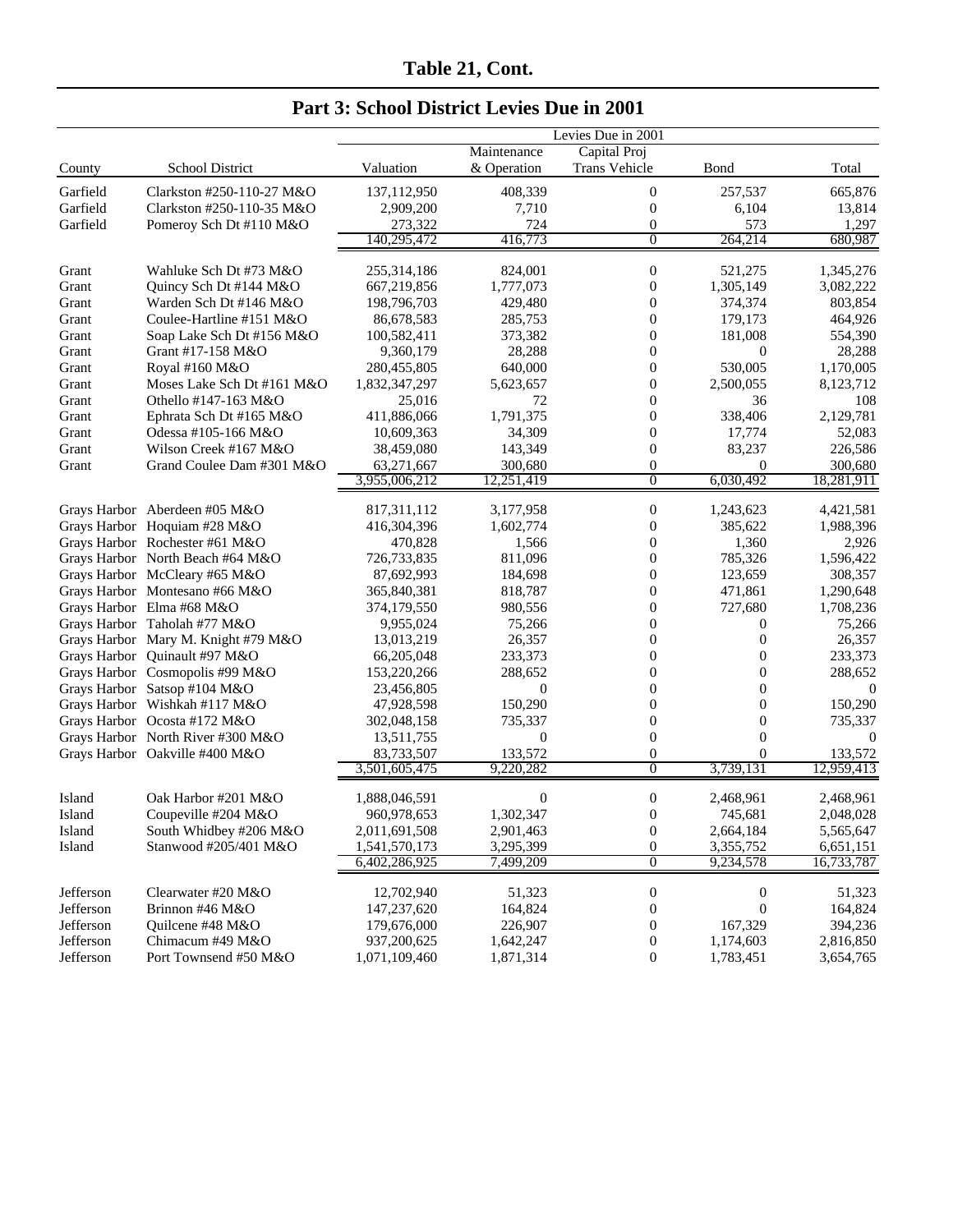# Table 21, Cont.

## Part 3: School District Levies Due in 2001

| County | School District | Valuation | Levies Due in 2001<br>Maintenance & Operation | Capital Proj Trans Vehicle | Bond | Total |
|---|---|---|---|---|---|---|
| Garfield | Clarkston #250-110-27 M&O | 137,112,950 | 408,339 | 0 | 257,537 | 665,876 |
| Garfield | Clarkston #250-110-35 M&O | 2,909,200 | 7,710 | 0 | 6,104 | 13,814 |
| Garfield | Pomeroy Sch Dt #110 M&O | 273,322 | 724 | 0 | 573 | 1,297 |
| | | 140,295,472 | 416,773 | 0 | 264,214 | 680,987 |
| Grant | Wahluke Sch Dt #73 M&O | 255,314,186 | 824,001 | 0 | 521,275 | 1,345,276 |
| Grant | Quincy Sch Dt #144 M&O | 667,219,856 | 1,777,073 | 0 | 1,305,149 | 3,082,222 |
| Grant | Warden Sch Dt #146 M&O | 198,796,703 | 429,480 | 0 | 374,374 | 803,854 |
| Grant | Coulee-Hartline #151 M&O | 86,678,583 | 285,753 | 0 | 179,173 | 464,926 |
| Grant | Soap Lake Sch Dt #156 M&O | 100,582,411 | 373,382 | 0 | 181,008 | 554,390 |
| Grant | Grant #17-158 M&O | 9,360,179 | 28,288 | 0 | 0 | 28,288 |
| Grant | Royal #160 M&O | 280,455,805 | 640,000 | 0 | 530,005 | 1,170,005 |
| Grant | Moses Lake Sch Dt #161 M&O | 1,832,347,297 | 5,623,657 | 0 | 2,500,055 | 8,123,712 |
| Grant | Othello #147-163 M&O | 25,016 | 72 | 0 | 36 | 108 |
| Grant | Ephrata Sch Dt #165 M&O | 411,886,066 | 1,791,375 | 0 | 338,406 | 2,129,781 |
| Grant | Odessa #105-166 M&O | 10,609,363 | 34,309 | 0 | 17,774 | 52,083 |
| Grant | Wilson Creek #167 M&O | 38,459,080 | 143,349 | 0 | 83,237 | 226,586 |
| Grant | Grand Coulee Dam #301 M&O | 63,271,667 | 300,680 | 0 | 0 | 300,680 |
| | | 3,955,006,212 | 12,251,419 | 0 | 6,030,492 | 18,281,911 |
| Grays Harbor | Aberdeen #05 M&O | 817,311,112 | 3,177,958 | 0 | 1,243,623 | 4,421,581 |
| Grays Harbor | Hoquiam #28 M&O | 416,304,396 | 1,602,774 | 0 | 385,622 | 1,988,396 |
| Grays Harbor | Rochester #61 M&O | 470,828 | 1,566 | 0 | 1,360 | 2,926 |
| Grays Harbor | North Beach #64 M&O | 726,733,835 | 811,096 | 0 | 785,326 | 1,596,422 |
| Grays Harbor | McCleary #65 M&O | 87,692,993 | 184,698 | 0 | 123,659 | 308,357 |
| Grays Harbor | Montesano #66 M&O | 365,840,381 | 818,787 | 0 | 471,861 | 1,290,648 |
| Grays Harbor | Elma #68 M&O | 374,179,550 | 980,556 | 0 | 727,680 | 1,708,236 |
| Grays Harbor | Taholah #77 M&O | 9,955,024 | 75,266 | 0 | 0 | 75,266 |
| Grays Harbor | Mary M. Knight #79 M&O | 13,013,219 | 26,357 | 0 | 0 | 26,357 |
| Grays Harbor | Quinault #97 M&O | 66,205,048 | 233,373 | 0 | 0 | 233,373 |
| Grays Harbor | Cosmopolis #99 M&O | 153,220,266 | 288,652 | 0 | 0 | 288,652 |
| Grays Harbor | Satsop #104 M&O | 23,456,805 | 0 | 0 | 0 | 0 |
| Grays Harbor | Wishkah #117 M&O | 47,928,598 | 150,290 | 0 | 0 | 150,290 |
| Grays Harbor | Ocosta #172 M&O | 302,048,158 | 735,337 | 0 | 0 | 735,337 |
| Grays Harbor | North River #300 M&O | 13,511,755 | 0 | 0 | 0 | 0 |
| Grays Harbor | Oakville #400 M&O | 83,733,507 | 133,572 | 0 | 0 | 133,572 |
| | | 3,501,605,475 | 9,220,282 | 0 | 3,739,131 | 12,959,413 |
| Island | Oak Harbor #201 M&O | 1,888,046,591 | 0 | 0 | 2,468,961 | 2,468,961 |
| Island | Coupeville #204 M&O | 960,978,653 | 1,302,347 | 0 | 745,681 | 2,048,028 |
| Island | South Whidbey #206 M&O | 2,011,691,508 | 2,901,463 | 0 | 2,664,184 | 5,565,647 |
| Island | Stanwood #205/401 M&O | 1,541,570,173 | 3,295,399 | 0 | 3,355,752 | 6,651,151 |
| | | 6,402,286,925 | 7,499,209 | 0 | 9,234,578 | 16,733,787 |
| Jefferson | Clearwater #20 M&O | 12,702,940 | 51,323 | 0 | 0 | 51,323 |
| Jefferson | Brinnon #46 M&O | 147,237,620 | 164,824 | 0 | 0 | 164,824 |
| Jefferson | Quilcene #48 M&O | 179,676,000 | 226,907 | 0 | 167,329 | 394,236 |
| Jefferson | Chimacum #49 M&O | 937,200,625 | 1,642,247 | 0 | 1,174,603 | 2,816,850 |
| Jefferson | Port Townsend #50 M&O | 1,071,109,460 | 1,871,314 | 0 | 1,783,451 | 3,654,765 |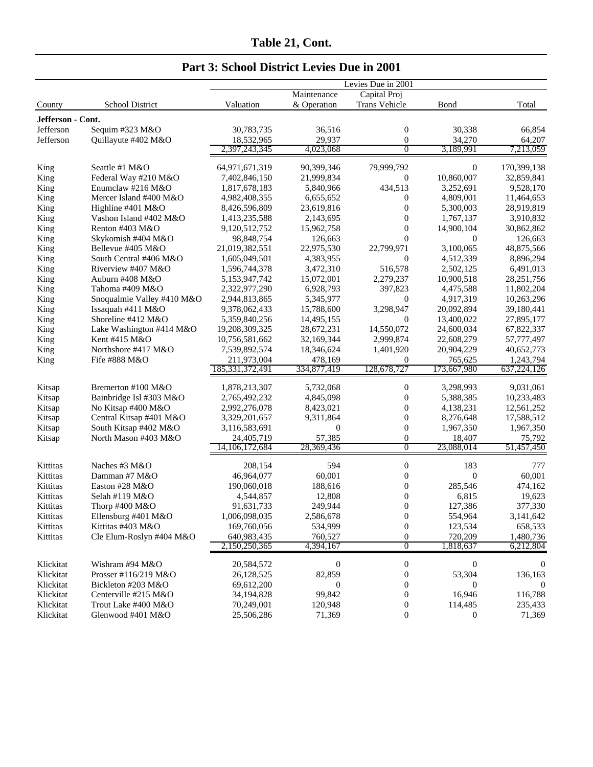## Table 21, Cont.

## Part 3: School District Levies Due in 2001

| County | School District | Valuation | Levies Due in 2001 Maintenance & Operation | Capital Proj Trans Vehicle | Bond | Total |
|---|---|---|---|---|---|---|
| **Jefferson - Cont.** | | | | | | |
| Jefferson | Sequim #323 M&O | 30,783,735 | 36,516 | 0 | 30,338 | 66,854 |
| Jefferson | Quillayute #402 M&O | 18,532,965 | 29,937 | 0 | 34,270 | 64,207 |
| | | 2,397,243,345 | 4,023,068 | 0 | 3,189,991 | 7,213,059 |
| King | Seattle #1 M&O | 64,971,671,319 | 90,399,346 | 79,999,792 | 0 | 170,399,138 |
| King | Federal Way #210 M&O | 7,402,846,150 | 21,999,834 | 0 | 10,860,007 | 32,859,841 |
| King | Enumclaw #216 M&O | 1,817,678,183 | 5,840,966 | 434,513 | 3,252,691 | 9,528,170 |
| King | Mercer Island #400 M&O | 4,982,408,355 | 6,655,652 | 0 | 4,809,001 | 11,464,653 |
| King | Highline #401 M&O | 8,426,596,809 | 23,619,816 | 0 | 5,300,003 | 28,919,819 |
| King | Vashon Island #402 M&O | 1,413,235,588 | 2,143,695 | 0 | 1,767,137 | 3,910,832 |
| King | Renton #403 M&O | 9,120,512,752 | 15,962,758 | 0 | 14,900,104 | 30,862,862 |
| King | Skykomish #404 M&O | 98,848,754 | 126,663 | 0 | 0 | 126,663 |
| King | Bellevue #405 M&O | 21,019,382,551 | 22,975,530 | 22,799,971 | 3,100,065 | 48,875,566 |
| King | South Central #406 M&O | 1,605,049,501 | 4,383,955 | 0 | 4,512,339 | 8,896,294 |
| King | Riverview #407 M&O | 1,596,744,378 | 3,472,310 | 516,578 | 2,502,125 | 6,491,013 |
| King | Auburn #408 M&O | 5,153,947,742 | 15,072,001 | 2,279,237 | 10,900,518 | 28,251,756 |
| King | Tahoma #409 M&O | 2,322,977,290 | 6,928,793 | 397,823 | 4,475,588 | 11,802,204 |
| King | Snoqualmie Valley #410 M&O | 2,944,813,865 | 5,345,977 | 0 | 4,917,319 | 10,263,296 |
| King | Issaquah #411 M&O | 9,378,062,433 | 15,788,600 | 3,298,947 | 20,092,894 | 39,180,441 |
| King | Shoreline #412 M&O | 5,359,840,256 | 14,495,155 | 0 | 13,400,022 | 27,895,177 |
| King | Lake Washington #414 M&O | 19,208,309,325 | 28,672,231 | 14,550,072 | 24,600,034 | 67,822,337 |
| King | Kent #415 M&O | 10,756,581,662 | 32,169,344 | 2,999,874 | 22,608,279 | 57,777,497 |
| King | Northshore #417 M&O | 7,539,892,574 | 18,346,624 | 1,401,920 | 20,904,229 | 40,652,773 |
| King | Fife #888 M&O | 211,973,004 | 478,169 | 0 | 765,625 | 1,243,794 |
| | | 185,331,372,491 | 334,877,419 | 128,678,727 | 173,667,980 | 637,224,126 |
| Kitsap | Bremerton #100 M&O | 1,878,213,307 | 5,732,068 | 0 | 3,298,993 | 9,031,061 |
| Kitsap | Bainbridge Isl #303 M&O | 2,765,492,232 | 4,845,098 | 0 | 5,388,385 | 10,233,483 |
| Kitsap | No Kitsap #400 M&O | 2,992,276,078 | 8,423,021 | 0 | 4,138,231 | 12,561,252 |
| Kitsap | Central Kitsap #401 M&O | 3,329,201,657 | 9,311,864 | 0 | 8,276,648 | 17,588,512 |
| Kitsap | South Kitsap #402 M&O | 3,116,583,691 | 0 | 0 | 1,967,350 | 1,967,350 |
| Kitsap | North Mason #403 M&O | 24,405,719 | 57,385 | 0 | 18,407 | 75,792 |
| | | 14,106,172,684 | 28,369,436 | 0 | 23,088,014 | 51,457,450 |
| Kittitas | Naches #3 M&O | 208,154 | 594 | 0 | 183 | 777 |
| Kittitas | Damman #7 M&O | 46,964,077 | 60,001 | 0 | 0 | 60,001 |
| Kittitas | Easton #28 M&O | 190,060,018 | 188,616 | 0 | 285,546 | 474,162 |
| Kittitas | Selah #119 M&O | 4,544,857 | 12,808 | 0 | 6,815 | 19,623 |
| Kittitas | Thorp #400 M&O | 91,631,733 | 249,944 | 0 | 127,386 | 377,330 |
| Kittitas | Ellensburg #401 M&O | 1,006,098,035 | 2,586,678 | 0 | 554,964 | 3,141,642 |
| Kittitas | Kittitas #403 M&O | 169,760,056 | 534,999 | 0 | 123,534 | 658,533 |
| Kittitas | Cle Elum-Roslyn #404 M&O | 640,983,435 | 760,527 | 0 | 720,209 | 1,480,736 |
| | | 2,150,250,365 | 4,394,167 | 0 | 1,818,637 | 6,212,804 |
| Klickitat | Wishram #94 M&O | 20,584,572 | 0 | 0 | 0 | 0 |
| Klickitat | Prosser #116/219 M&O | 26,128,525 | 82,859 | 0 | 53,304 | 136,163 |
| Klickitat | Bickleton #203 M&O | 69,612,200 | 0 | 0 | 0 | 0 |
| Klickitat | Centerville #215 M&O | 34,194,828 | 99,842 | 0 | 16,946 | 116,788 |
| Klickitat | Trout Lake #400 M&O | 70,249,001 | 120,948 | 0 | 114,485 | 235,433 |
| Klickitat | Glenwood #401 M&O | 25,506,286 | 71,369 | 0 | 0 | 71,369 |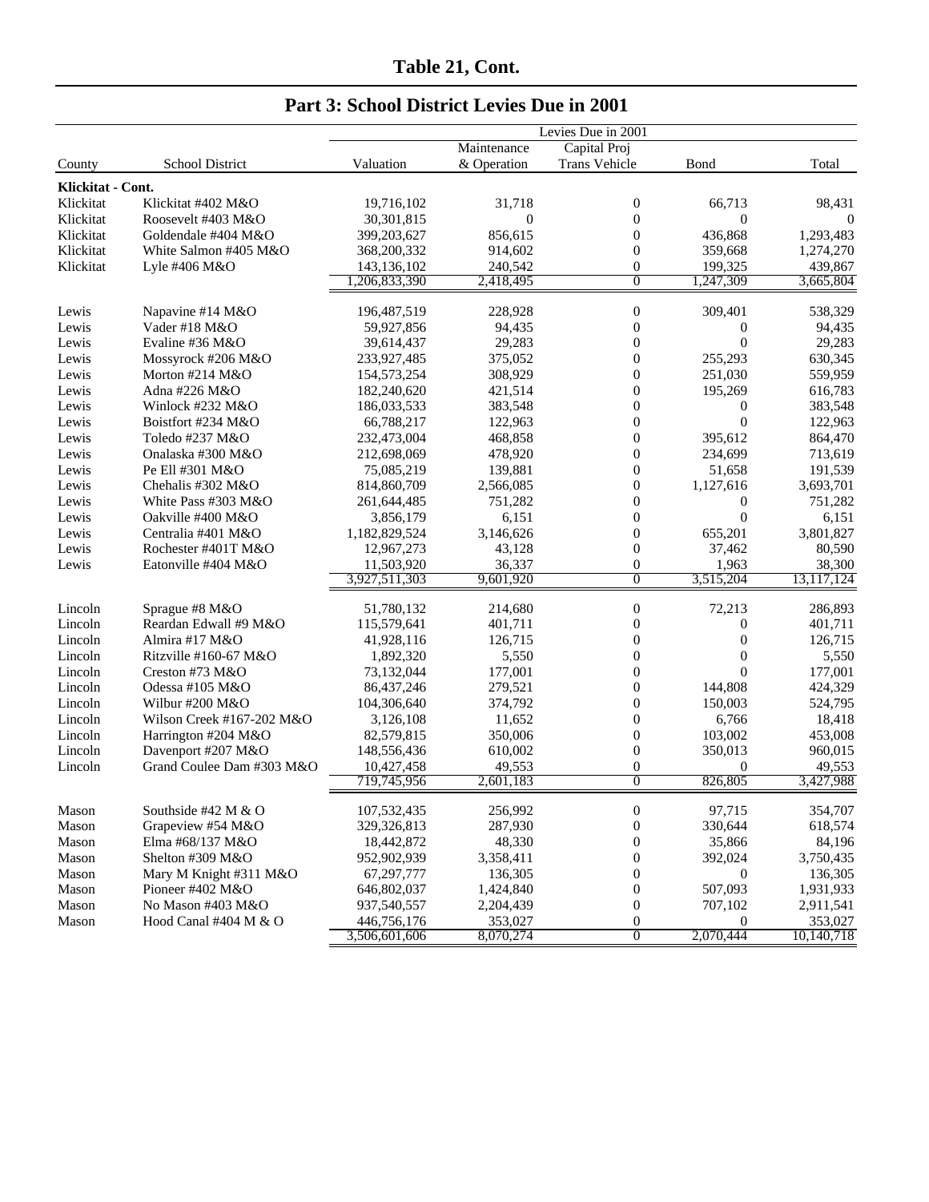# Table 21, Cont.

## Part 3: School District Levies Due in 2001

| County | School District | Valuation | Levies Due in 2001 Maintenance & Operation | Capital Proj Trans Vehicle | Bond | Total |
|---|---|---|---|---|---|---|
| **Klickitat - Cont.** | | | | | | |
| Klickitat | Klickitat #402 M&O | 19,716,102 | 31,718 | 0 | 66,713 | 98,431 |
| Klickitat | Roosevelt #403 M&O | 30,301,815 | 0 | 0 | 0 | 0 |
| Klickitat | Goldendale #404 M&O | 399,203,627 | 856,615 | 0 | 436,868 | 1,293,483 |
| Klickitat | White Salmon #405 M&O | 368,200,332 | 914,602 | 0 | 359,668 | 1,274,270 |
| Klickitat | Lyle #406 M&O | 143,136,102 | 240,542 | 0 | 199,325 | 439,867 |
| | | 1,206,833,390 | 2,418,495 | 0 | 1,247,309 | 3,665,804 |
| Lewis | Napavine #14 M&O | 196,487,519 | 228,928 | 0 | 309,401 | 538,329 |
| Lewis | Vader #18 M&O | 59,927,856 | 94,435 | 0 | 0 | 94,435 |
| Lewis | Evaline #36 M&O | 39,614,437 | 29,283 | 0 | 0 | 29,283 |
| Lewis | Mossyrock #206 M&O | 233,927,485 | 375,052 | 0 | 255,293 | 630,345 |
| Lewis | Morton #214 M&O | 154,573,254 | 308,929 | 0 | 251,030 | 559,959 |
| Lewis | Adna #226 M&O | 182,240,620 | 421,514 | 0 | 195,269 | 616,783 |
| Lewis | Winlock #232 M&O | 186,033,533 | 383,548 | 0 | 0 | 383,548 |
| Lewis | Boistfort #234 M&O | 66,788,217 | 122,963 | 0 | 0 | 122,963 |
| Lewis | Toledo #237 M&O | 232,473,004 | 468,858 | 0 | 395,612 | 864,470 |
| Lewis | Onalaska #300 M&O | 212,698,069 | 478,920 | 0 | 234,699 | 713,619 |
| Lewis | Pe Ell #301 M&O | 75,085,219 | 139,881 | 0 | 51,658 | 191,539 |
| Lewis | Chehalis #302 M&O | 814,860,709 | 2,566,085 | 0 | 1,127,616 | 3,693,701 |
| Lewis | White Pass #303 M&O | 261,644,485 | 751,282 | 0 | 0 | 751,282 |
| Lewis | Oakville #400 M&O | 3,856,179 | 6,151 | 0 | 0 | 6,151 |
| Lewis | Centralia #401 M&O | 1,182,829,524 | 3,146,626 | 0 | 655,201 | 3,801,827 |
| Lewis | Rochester #401T M&O | 12,967,273 | 43,128 | 0 | 37,462 | 80,590 |
| Lewis | Eatonville #404 M&O | 11,503,920 | 36,337 | 0 | 1,963 | 38,300 |
| | | 3,927,511,303 | 9,601,920 | 0 | 3,515,204 | 13,117,124 |
| Lincoln | Sprague #8 M&O | 51,780,132 | 214,680 | 0 | 72,213 | 286,893 |
| Lincoln | Reardan Edwall #9 M&O | 115,579,641 | 401,711 | 0 | 0 | 401,711 |
| Lincoln | Almira #17 M&O | 41,928,116 | 126,715 | 0 | 0 | 126,715 |
| Lincoln | Ritzville #160-67 M&O | 1,892,320 | 5,550 | 0 | 0 | 5,550 |
| Lincoln | Creston #73 M&O | 73,132,044 | 177,001 | 0 | 0 | 177,001 |
| Lincoln | Odessa #105 M&O | 86,437,246 | 279,521 | 0 | 144,808 | 424,329 |
| Lincoln | Wilbur #200 M&O | 104,306,640 | 374,792 | 0 | 150,003 | 524,795 |
| Lincoln | Wilson Creek #167-202 M&O | 3,126,108 | 11,652 | 0 | 6,766 | 18,418 |
| Lincoln | Harrington #204 M&O | 82,579,815 | 350,006 | 0 | 103,002 | 453,008 |
| Lincoln | Davenport #207 M&O | 148,556,436 | 610,002 | 0 | 350,013 | 960,015 |
| Lincoln | Grand Coulee Dam #303 M&O | 10,427,458 | 49,553 | 0 | 0 | 49,553 |
| | | 719,745,956 | 2,601,183 | 0 | 826,805 | 3,427,988 |
| Mason | Southside #42 M & O | 107,532,435 | 256,992 | 0 | 97,715 | 354,707 |
| Mason | Grapeview #54 M&O | 329,326,813 | 287,930 | 0 | 330,644 | 618,574 |
| Mason | Elma #68/137 M&O | 18,442,872 | 48,330 | 0 | 35,866 | 84,196 |
| Mason | Shelton #309 M&O | 952,902,939 | 3,358,411 | 0 | 392,024 | 3,750,435 |
| Mason | Mary M Knight #311 M&O | 67,297,777 | 136,305 | 0 | 0 | 136,305 |
| Mason | Pioneer #402 M&O | 646,802,037 | 1,424,840 | 0 | 507,093 | 1,931,933 |
| Mason | No Mason #403 M&O | 937,540,557 | 2,204,439 | 0 | 707,102 | 2,911,541 |
| Mason | Hood Canal #404 M & O | 446,756,176 | 353,027 | 0 | 0 | 353,027 |
| | | 3,506,601,606 | 8,070,274 | 0 | 2,070,444 | 10,140,718 |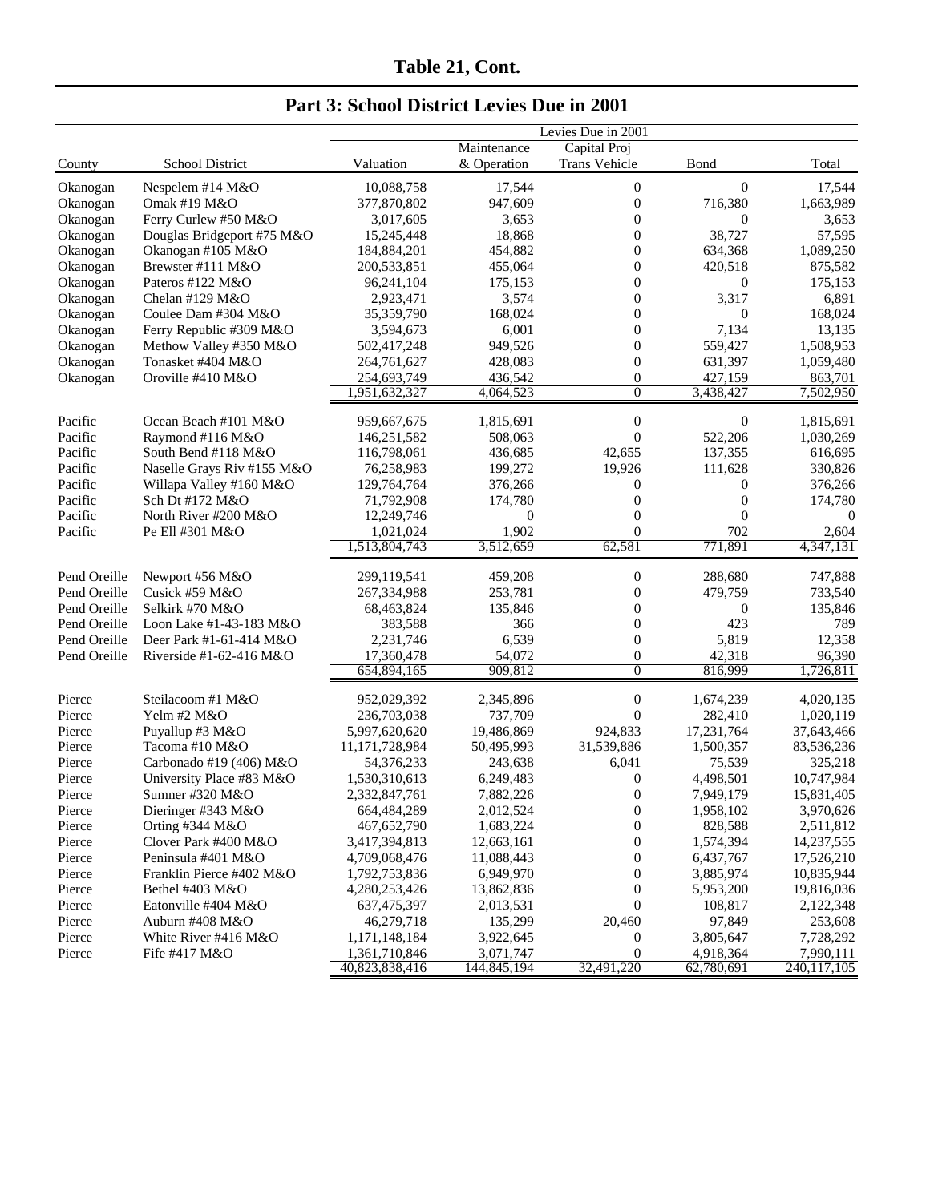## Table 21, Cont.

## Part 3: School District Levies Due in 2001

| County | School District | Valuation | Levies Due in 2001 Maintenance & Operation | Capital Proj Trans Vehicle | Bond | Total |
|---|---|---|---|---|---|---|
| Okanogan | Nespelem #14 M&O | 10,088,758 | 17,544 | 0 | 0 | 17,544 |
| Okanogan | Omak #19 M&O | 377,870,802 | 947,609 | 0 | 716,380 | 1,663,989 |
| Okanogan | Ferry Curlew #50 M&O | 3,017,605 | 3,653 | 0 | 0 | 3,653 |
| Okanogan | Douglas Bridgeport #75 M&O | 15,245,448 | 18,868 | 0 | 38,727 | 57,595 |
| Okanogan | Okanogan #105 M&O | 184,884,201 | 454,882 | 0 | 634,368 | 1,089,250 |
| Okanogan | Brewster #111 M&O | 200,533,851 | 455,064 | 0 | 420,518 | 875,582 |
| Okanogan | Pateros #122 M&O | 96,241,104 | 175,153 | 0 | 0 | 175,153 |
| Okanogan | Chelan #129 M&O | 2,923,471 | 3,574 | 0 | 3,317 | 6,891 |
| Okanogan | Coulee Dam #304 M&O | 35,359,790 | 168,024 | 0 | 0 | 168,024 |
| Okanogan | Ferry Republic #309 M&O | 3,594,673 | 6,001 | 0 | 7,134 | 13,135 |
| Okanogan | Methow Valley #350 M&O | 502,417,248 | 949,526 | 0 | 559,427 | 1,508,953 |
| Okanogan | Tonasket #404 M&O | 264,761,627 | 428,083 | 0 | 631,397 | 1,059,480 |
| Okanogan | Oroville #410 M&O | 254,693,749 | 436,542 | 0 | 427,159 | 863,701 |
| | | 1,951,632,327 | 4,064,523 | 0 | 3,438,427 | 7,502,950 |
| Pacific | Ocean Beach #101 M&O | 959,667,675 | 1,815,691 | 0 | 0 | 1,815,691 |
| Pacific | Raymond #116 M&O | 146,251,582 | 508,063 | 0 | 522,206 | 1,030,269 |
| Pacific | South Bend #118 M&O | 116,798,061 | 436,685 | 42,655 | 137,355 | 616,695 |
| Pacific | Naselle Grays Riv #155 M&O | 76,258,983 | 199,272 | 19,926 | 111,628 | 330,826 |
| Pacific | Willapa Valley #160 M&O | 129,764,764 | 376,266 | 0 | 0 | 376,266 |
| Pacific | Sch Dt #172 M&O | 71,792,908 | 174,780 | 0 | 0 | 174,780 |
| Pacific | North River #200 M&O | 12,249,746 | 0 | 0 | 0 | 0 |
| Pacific | Pe Ell #301 M&O | 1,021,024 | 1,902 | 0 | 702 | 2,604 |
| | | 1,513,804,743 | 3,512,659 | 62,581 | 771,891 | 4,347,131 |
| Pend Oreille | Newport #56 M&O | 299,119,541 | 459,208 | 0 | 288,680 | 747,888 |
| Pend Oreille | Cusick #59 M&O | 267,334,988 | 253,781 | 0 | 479,759 | 733,540 |
| Pend Oreille | Selkirk #70 M&O | 68,463,824 | 135,846 | 0 | 0 | 135,846 |
| Pend Oreille | Loon Lake #1-43-183 M&O | 383,588 | 366 | 0 | 423 | 789 |
| Pend Oreille | Deer Park #1-61-414 M&O | 2,231,746 | 6,539 | 0 | 5,819 | 12,358 |
| Pend Oreille | Riverside #1-62-416 M&O | 17,360,478 | 54,072 | 0 | 42,318 | 96,390 |
| | | 654,894,165 | 909,812 | 0 | 816,999 | 1,726,811 |
| Pierce | Steilacoom #1 M&O | 952,029,392 | 2,345,896 | 0 | 1,674,239 | 4,020,135 |
| Pierce | Yelm #2 M&O | 236,703,038 | 737,709 | 0 | 282,410 | 1,020,119 |
| Pierce | Puyallup #3 M&O | 5,997,620,620 | 19,486,869 | 924,833 | 17,231,764 | 37,643,466 |
| Pierce | Tacoma #10 M&O | 11,171,728,984 | 50,495,993 | 31,539,886 | 1,500,357 | 83,536,236 |
| Pierce | Carbonado #19 (406) M&O | 54,376,233 | 243,638 | 6,041 | 75,539 | 325,218 |
| Pierce | University Place #83 M&O | 1,530,310,613 | 6,249,483 | 0 | 4,498,501 | 10,747,984 |
| Pierce | Sumner #320 M&O | 2,332,847,761 | 7,882,226 | 0 | 7,949,179 | 15,831,405 |
| Pierce | Dieringer #343 M&O | 664,484,289 | 2,012,524 | 0 | 1,958,102 | 3,970,626 |
| Pierce | Orting #344 M&O | 467,652,790 | 1,683,224 | 0 | 828,588 | 2,511,812 |
| Pierce | Clover Park #400 M&O | 3,417,394,813 | 12,663,161 | 0 | 1,574,394 | 14,237,555 |
| Pierce | Peninsula #401 M&O | 4,709,068,476 | 11,088,443 | 0 | 6,437,767 | 17,526,210 |
| Pierce | Franklin Pierce #402 M&O | 1,792,753,836 | 6,949,970 | 0 | 3,885,974 | 10,835,944 |
| Pierce | Bethel #403 M&O | 4,280,253,426 | 13,862,836 | 0 | 5,953,200 | 19,816,036 |
| Pierce | Eatonville #404 M&O | 637,475,397 | 2,013,531 | 0 | 108,817 | 2,122,348 |
| Pierce | Auburn #408 M&O | 46,279,718 | 135,299 | 20,460 | 97,849 | 253,608 |
| Pierce | White River #416 M&O | 1,171,148,184 | 3,922,645 | 0 | 3,805,647 | 7,728,292 |
| Pierce | Fife #417 M&O | 1,361,710,846 | 3,071,747 | 0 | 4,918,364 | 7,990,111 |
| | | 40,823,838,416 | 144,845,194 | 32,491,220 | 62,780,691 | 240,117,105 |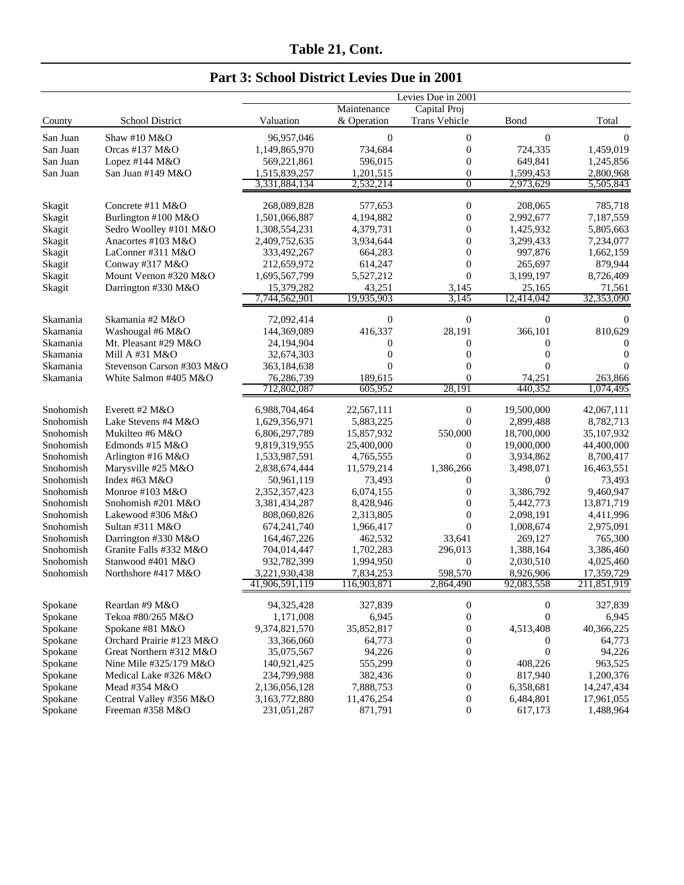## Table 21, Cont.

## Part 3: School District Levies Due in 2001

| County | School District | Valuation | Levies Due in 2001 Maintenance & Operation | Capital Proj Trans Vehicle | Bond | Total |
|---|---|---|---|---|---|---|
| San Juan | Shaw #10 M&O | 96,957,046 | 0 | 0 | 0 | 0 |
| San Juan | Orcas #137 M&O | 1,149,865,970 | 734,684 | 0 | 724,335 | 1,459,019 |
| San Juan | Lopez #144 M&O | 569,221,861 | 596,015 | 0 | 649,841 | 1,245,856 |
| San Juan | San Juan #149 M&O | 1,515,839,257 | 1,201,515 | 0 | 1,599,453 | 2,800,968 |
| | | 3,331,884,134 | 2,532,214 | 0 | 2,973,629 | 5,505,843 |
| Skagit | Concrete #11 M&O | 268,089,828 | 577,653 | 0 | 208,065 | 785,718 |
| Skagit | Burlington #100 M&O | 1,501,066,887 | 4,194,882 | 0 | 2,992,677 | 7,187,559 |
| Skagit | Sedro Woolley #101 M&O | 1,308,554,231 | 4,379,731 | 0 | 1,425,932 | 5,805,663 |
| Skagit | Anacortes #103 M&O | 2,409,752,635 | 3,934,644 | 0 | 3,299,433 | 7,234,077 |
| Skagit | LaConner #311 M&O | 333,492,267 | 664,283 | 0 | 997,876 | 1,662,159 |
| Skagit | Conway #317 M&O | 212,659,972 | 614,247 | 0 | 265,697 | 879,944 |
| Skagit | Mount Vernon #320 M&O | 1,695,567,799 | 5,527,212 | 0 | 3,199,197 | 8,726,409 |
| Skagit | Darrington #330 M&O | 15,379,282 | 43,251 | 3,145 | 25,165 | 71,561 |
| | | 7,744,562,901 | 19,935,903 | 3,145 | 12,414,042 | 32,353,090 |
| Skamania | Skamania #2 M&O | 72,092,414 | 0 | 0 | 0 | 0 |
| Skamania | Washougal #6 M&O | 144,369,089 | 416,337 | 28,191 | 366,101 | 810,629 |
| Skamania | Mt. Pleasant #29 M&O | 24,194,904 | 0 | 0 | 0 | 0 |
| Skamania | Mill A #31 M&O | 32,674,303 | 0 | 0 | 0 | 0 |
| Skamania | Stevenson Carson #303 M&O | 363,184,638 | 0 | 0 | 0 | 0 |
| Skamania | White Salmon #405 M&O | 76,286,739 | 189,615 | 0 | 74,251 | 263,866 |
| | | 712,802,087 | 605,952 | 28,191 | 440,352 | 1,074,495 |
| Snohomish | Everett #2 M&O | 6,988,704,464 | 22,567,111 | 0 | 19,500,000 | 42,067,111 |
| Snohomish | Lake Stevens #4 M&O | 1,629,356,971 | 5,883,225 | 0 | 2,899,488 | 8,782,713 |
| Snohomish | Mukilteo #6 M&O | 6,806,297,789 | 15,857,932 | 550,000 | 18,700,000 | 35,107,932 |
| Snohomish | Edmonds #15 M&O | 9,819,319,955 | 25,400,000 | 0 | 19,000,000 | 44,400,000 |
| Snohomish | Arlington #16 M&O | 1,533,987,591 | 4,765,555 | 0 | 3,934,862 | 8,700,417 |
| Snohomish | Marysville #25 M&O | 2,838,674,444 | 11,579,214 | 1,386,266 | 3,498,071 | 16,463,551 |
| Snohomish | Index #63 M&O | 50,961,119 | 73,493 | 0 | 0 | 73,493 |
| Snohomish | Monroe #103 M&O | 2,352,357,423 | 6,074,155 | 0 | 3,386,792 | 9,460,947 |
| Snohomish | Snohomish #201 M&O | 3,381,434,287 | 8,428,946 | 0 | 5,442,773 | 13,871,719 |
| Snohomish | Lakewood #306 M&O | 808,060,826 | 2,313,805 | 0 | 2,098,191 | 4,411,996 |
| Snohomish | Sultan #311 M&O | 674,241,740 | 1,966,417 | 0 | 1,008,674 | 2,975,091 |
| Snohomish | Darrington #330 M&O | 164,467,226 | 462,532 | 33,641 | 269,127 | 765,300 |
| Snohomish | Granite Falls #332 M&O | 704,014,447 | 1,702,283 | 296,013 | 1,388,164 | 3,386,460 |
| Snohomish | Stanwood #401 M&O | 932,782,399 | 1,994,950 | 0 | 2,030,510 | 4,025,460 |
| Snohomish | Northshore #417 M&O | 3,221,930,438 | 7,834,253 | 598,570 | 8,926,906 | 17,359,729 |
| | | 41,906,591,119 | 116,903,871 | 2,864,490 | 92,083,558 | 211,851,919 |
| Spokane | Reardan #9 M&O | 94,325,428 | 327,839 | 0 | 0 | 327,839 |
| Spokane | Tekoa #80/265 M&O | 1,171,008 | 6,945 | 0 | 0 | 6,945 |
| Spokane | Spokane #81 M&O | 9,374,821,570 | 35,852,817 | 0 | 4,513,408 | 40,366,225 |
| Spokane | Orchard Prairie #123 M&O | 33,366,060 | 64,773 | 0 | 0 | 64,773 |
| Spokane | Great Northern #312 M&O | 35,075,567 | 94,226 | 0 | 0 | 94,226 |
| Spokane | Nine Mile #325/179 M&O | 140,921,425 | 555,299 | 0 | 408,226 | 963,525 |
| Spokane | Medical Lake #326 M&O | 234,799,988 | 382,436 | 0 | 817,940 | 1,200,376 |
| Spokane | Mead #354 M&O | 2,136,056,128 | 7,888,753 | 0 | 6,358,681 | 14,247,434 |
| Spokane | Central Valley #356 M&O | 3,163,772,880 | 11,476,254 | 0 | 6,484,801 | 17,961,055 |
| Spokane | Freeman #358 M&O | 231,051,287 | 871,791 | 0 | 617,173 | 1,488,964 |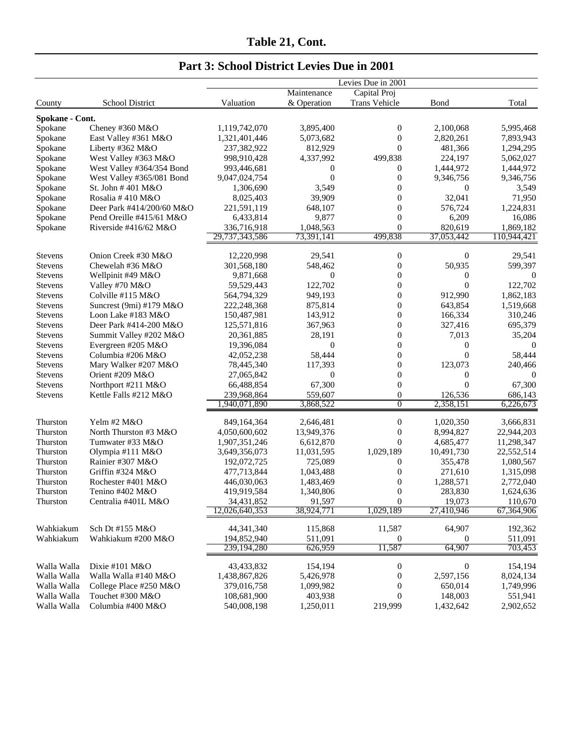# Table 21, Cont.

## Part 3: School District Levies Due in 2001

| County | School District | Valuation | Maintenance & Operation | Capital Proj Trans Vehicle | Bond | Total |
|---|---|---|---|---|---|---|
| | | Levies Due in 2001 | | | | |
| **Spokane - Cont.** | | | | | | |
| Spokane | Cheney #360 M&O | 1,119,742,070 | 3,895,400 | 0 | 2,100,068 | 5,995,468 |
| Spokane | East Valley #361 M&O | 1,321,401,446 | 5,073,682 | 0 | 2,820,261 | 7,893,943 |
| Spokane | Liberty #362 M&O | 237,382,922 | 812,929 | 0 | 481,366 | 1,294,295 |
| Spokane | West Valley #363 M&O | 998,910,428 | 4,337,992 | 499,838 | 224,197 | 5,062,027 |
| Spokane | West Valley #364/354 Bond | 993,446,681 | 0 | 0 | 1,444,972 | 1,444,972 |
| Spokane | West Valley #365/081 Bond | 9,047,024,754 | 0 | 0 | 9,346,756 | 9,346,756 |
| Spokane | St. John # 401 M&O | 1,306,690 | 3,549 | 0 | 0 | 3,549 |
| Spokane | Rosalia # 410 M&O | 8,025,403 | 39,909 | 0 | 32,041 | 71,950 |
| Spokane | Deer Park #414/200/60 M&O | 221,591,119 | 648,107 | 0 | 576,724 | 1,224,831 |
| Spokane | Pend Oreille #415/61 M&O | 6,433,814 | 9,877 | 0 | 6,209 | 16,086 |
| Spokane | Riverside #416/62 M&O | 336,716,918 | 1,048,563 | 0 | 820,619 | 1,869,182 |
| | | 29,737,343,586 | 73,391,141 | 499,838 | 37,053,442 | 110,944,421 |
| Stevens | Onion Creek #30 M&O | 12,220,998 | 29,541 | 0 | 0 | 29,541 |
| Stevens | Chewelah #36 M&O | 301,568,180 | 548,462 | 0 | 50,935 | 599,397 |
| Stevens | Wellpinit #49 M&O | 9,871,668 | 0 | 0 | 0 | 0 |
| Stevens | Valley #70 M&O | 59,529,443 | 122,702 | 0 | 0 | 122,702 |
| Stevens | Colville #115 M&O | 564,794,329 | 949,193 | 0 | 912,990 | 1,862,183 |
| Stevens | Suncrest (9mi) #179 M&O | 222,248,368 | 875,814 | 0 | 643,854 | 1,519,668 |
| Stevens | Loon Lake #183 M&O | 150,487,981 | 143,912 | 0 | 166,334 | 310,246 |
| Stevens | Deer Park #414-200 M&O | 125,571,816 | 367,963 | 0 | 327,416 | 695,379 |
| Stevens | Summit Valley #202 M&O | 20,361,885 | 28,191 | 0 | 7,013 | 35,204 |
| Stevens | Evergreen #205 M&O | 19,396,084 | 0 | 0 | 0 | 0 |
| Stevens | Columbia #206 M&O | 42,052,238 | 58,444 | 0 | 0 | 58,444 |
| Stevens | Mary Walker #207 M&O | 78,445,340 | 117,393 | 0 | 123,073 | 240,466 |
| Stevens | Orient #209 M&O | 27,065,842 | 0 | 0 | 0 | 0 |
| Stevens | Northport #211 M&O | 66,488,854 | 67,300 | 0 | 0 | 67,300 |
| Stevens | Kettle Falls #212 M&O | 239,968,864 | 559,607 | 0 | 126,536 | 686,143 |
| | | 1,940,071,890 | 3,868,522 | 0 | 2,358,151 | 6,226,673 |
| Thurston | Yelm #2 M&O | 849,164,364 | 2,646,481 | 0 | 1,020,350 | 3,666,831 |
| Thurston | North Thurston #3 M&O | 4,050,600,602 | 13,949,376 | 0 | 8,994,827 | 22,944,203 |
| Thurston | Tumwater #33 M&O | 1,907,351,246 | 6,612,870 | 0 | 4,685,477 | 11,298,347 |
| Thurston | Olympia #111 M&O | 3,649,356,073 | 11,031,595 | 1,029,189 | 10,491,730 | 22,552,514 |
| Thurston | Rainier #307 M&O | 192,072,725 | 725,089 | 0 | 355,478 | 1,080,567 |
| Thurston | Griffin #324 M&O | 477,713,844 | 1,043,488 | 0 | 271,610 | 1,315,098 |
| Thurston | Rochester #401 M&O | 446,030,063 | 1,483,469 | 0 | 1,288,571 | 2,772,040 |
| Thurston | Tenino #402 M&O | 419,919,584 | 1,340,806 | 0 | 283,830 | 1,624,636 |
| Thurston | Centralia #401L M&O | 34,431,852 | 91,597 | 0 | 19,073 | 110,670 |
| | | 12,026,640,353 | 38,924,771 | 1,029,189 | 27,410,946 | 67,364,906 |
| Wahkiakum | Sch Dt #155 M&O | 44,341,340 | 115,868 | 11,587 | 64,907 | 192,362 |
| Wahkiakum | Wahkiakum #200 M&O | 194,852,940 | 511,091 | 0 | 0 | 511,091 |
| | | 239,194,280 | 626,959 | 11,587 | 64,907 | 703,453 |
| Walla Walla | Dixie #101 M&O | 43,433,832 | 154,194 | 0 | 0 | 154,194 |
| Walla Walla | Walla Walla #140 M&O | 1,438,867,826 | 5,426,978 | 0 | 2,597,156 | 8,024,134 |
| Walla Walla | College Place #250 M&O | 379,016,758 | 1,099,982 | 0 | 650,014 | 1,749,996 |
| Walla Walla | Touchet #300 M&O | 108,681,900 | 403,938 | 0 | 148,003 | 551,941 |
| Walla Walla | Columbia #400 M&O | 540,008,198 | 1,250,011 | 219,999 | 1,432,642 | 2,902,652 |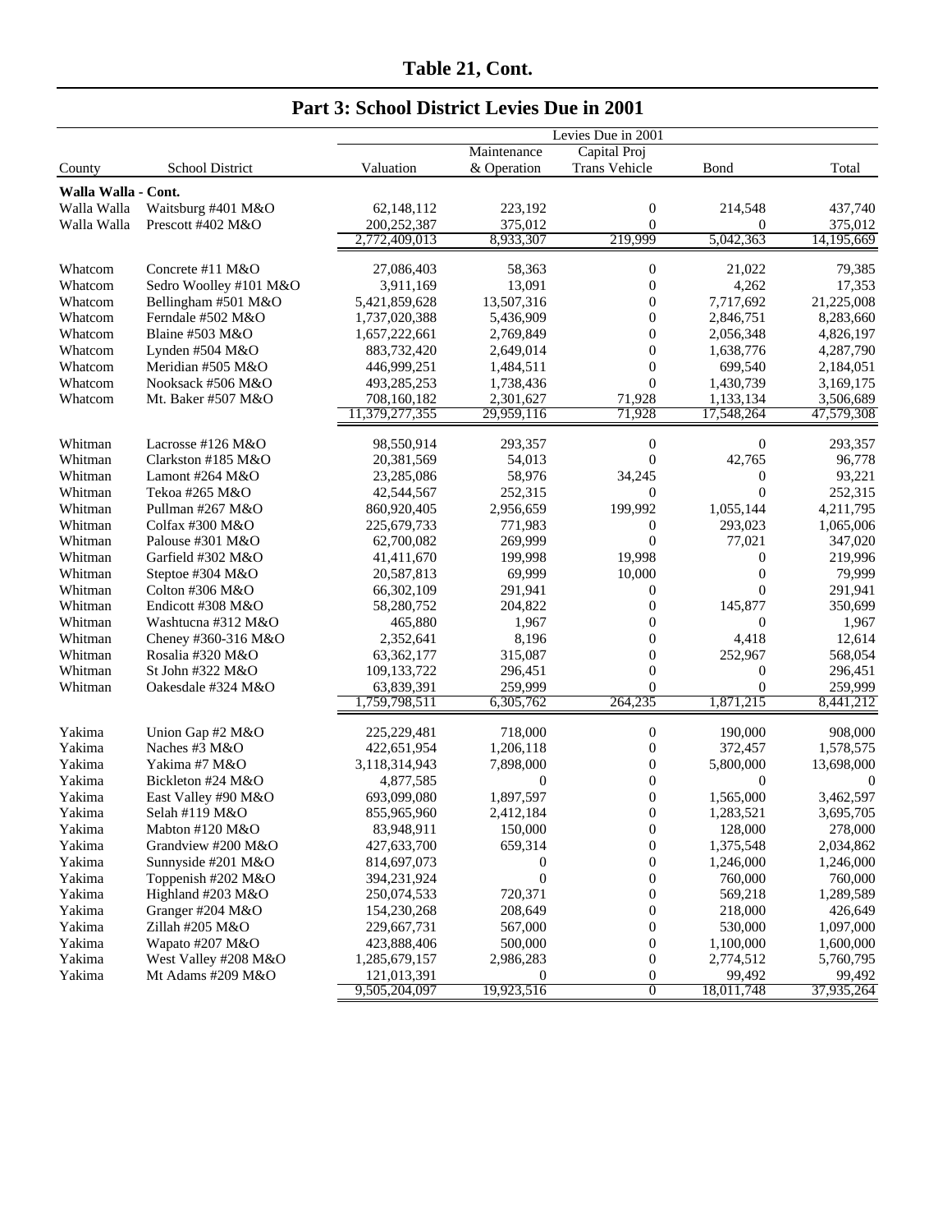## Table 21, Cont.

## Part 3: School District Levies Due in 2001

| | | | Levies Due in 2001 | | | |
|---|---|---|---|---|---|---|
| County | School District | Valuation | Maintenance & Operation | Capital Proj Trans Vehicle | Bond | Total |
| **Walla Walla - Cont.** | | | | | | |
| Walla Walla | Waitsburg #401 M&O | 62,148,112 | 223,192 | 0 | 214,548 | 437,740 |
| Walla Walla | Prescott #402 M&O | 200,252,387 | 375,012 | 0 | 0 | 375,012 |
| | | 2,772,409,013 | 8,933,307 | 219,999 | 5,042,363 | 14,195,669 |
| Whatcom | Concrete #11 M&O | 27,086,403 | 58,363 | 0 | 21,022 | 79,385 |
| Whatcom | Sedro Woolley #101 M&O | 3,911,169 | 13,091 | 0 | 4,262 | 17,353 |
| Whatcom | Bellingham #501 M&O | 5,421,859,628 | 13,507,316 | 0 | 7,717,692 | 21,225,008 |
| Whatcom | Ferndale #502 M&O | 1,737,020,388 | 5,436,909 | 0 | 2,846,751 | 8,283,660 |
| Whatcom | Blaine #503 M&O | 1,657,222,661 | 2,769,849 | 0 | 2,056,348 | 4,826,197 |
| Whatcom | Lynden #504 M&O | 883,732,420 | 2,649,014 | 0 | 1,638,776 | 4,287,790 |
| Whatcom | Meridian #505 M&O | 446,999,251 | 1,484,511 | 0 | 699,540 | 2,184,051 |
| Whatcom | Nooksack #506 M&O | 493,285,253 | 1,738,436 | 0 | 1,430,739 | 3,169,175 |
| Whatcom | Mt. Baker #507 M&O | 708,160,182 | 2,301,627 | 71,928 | 1,133,134 | 3,506,689 |
| | | 11,379,277,355 | 29,959,116 | 71,928 | 17,548,264 | 47,579,308 |
| Whitman | Lacrosse #126 M&O | 98,550,914 | 293,357 | 0 | 0 | 293,357 |
| Whitman | Clarkston #185 M&O | 20,381,569 | 54,013 | 0 | 42,765 | 96,778 |
| Whitman | Lamont #264 M&O | 23,285,086 | 58,976 | 34,245 | 0 | 93,221 |
| Whitman | Tekoa #265 M&O | 42,544,567 | 252,315 | 0 | 0 | 252,315 |
| Whitman | Pullman #267 M&O | 860,920,405 | 2,956,659 | 199,992 | 1,055,144 | 4,211,795 |
| Whitman | Colfax #300 M&O | 225,679,733 | 771,983 | 0 | 293,023 | 1,065,006 |
| Whitman | Palouse #301 M&O | 62,700,082 | 269,999 | 0 | 77,021 | 347,020 |
| Whitman | Garfield #302 M&O | 41,411,670 | 199,998 | 19,998 | 0 | 219,996 |
| Whitman | Steptoe #304 M&O | 20,587,813 | 69,999 | 10,000 | 0 | 79,999 |
| Whitman | Colton #306 M&O | 66,302,109 | 291,941 | 0 | 0 | 291,941 |
| Whitman | Endicott #308 M&O | 58,280,752 | 204,822 | 0 | 145,877 | 350,699 |
| Whitman | Washtucna #312 M&O | 465,880 | 1,967 | 0 | 0 | 1,967 |
| Whitman | Cheney #360-316 M&O | 2,352,641 | 8,196 | 0 | 4,418 | 12,614 |
| Whitman | Rosalia #320 M&O | 63,362,177 | 315,087 | 0 | 252,967 | 568,054 |
| Whitman | St John #322 M&O | 109,133,722 | 296,451 | 0 | 0 | 296,451 |
| Whitman | Oakesdale #324 M&O | 63,839,391 | 259,999 | 0 | 0 | 259,999 |
| | | 1,759,798,511 | 6,305,762 | 264,235 | 1,871,215 | 8,441,212 |
| Yakima | Union Gap #2 M&O | 225,229,481 | 718,000 | 0 | 190,000 | 908,000 |
| Yakima | Naches #3 M&O | 422,651,954 | 1,206,118 | 0 | 372,457 | 1,578,575 |
| Yakima | Yakima #7 M&O | 3,118,314,943 | 7,898,000 | 0 | 5,800,000 | 13,698,000 |
| Yakima | Bickleton #24 M&O | 4,877,585 | 0 | 0 | 0 | 0 |
| Yakima | East Valley #90 M&O | 693,099,080 | 1,897,597 | 0 | 1,565,000 | 3,462,597 |
| Yakima | Selah #119 M&O | 855,965,960 | 2,412,184 | 0 | 1,283,521 | 3,695,705 |
| Yakima | Mabton #120 M&O | 83,948,911 | 150,000 | 0 | 128,000 | 278,000 |
| Yakima | Grandview #200 M&O | 427,633,700 | 659,314 | 0 | 1,375,548 | 2,034,862 |
| Yakima | Sunnyside #201 M&O | 814,697,073 | 0 | 0 | 1,246,000 | 1,246,000 |
| Yakima | Toppenish #202 M&O | 394,231,924 | 0 | 0 | 760,000 | 760,000 |
| Yakima | Highland #203 M&O | 250,074,533 | 720,371 | 0 | 569,218 | 1,289,589 |
| Yakima | Granger #204 M&O | 154,230,268 | 208,649 | 0 | 218,000 | 426,649 |
| Yakima | Zillah #205 M&O | 229,667,731 | 567,000 | 0 | 530,000 | 1,097,000 |
| Yakima | Wapato #207 M&O | 423,888,406 | 500,000 | 0 | 1,100,000 | 1,600,000 |
| Yakima | West Valley #208 M&O | 1,285,679,157 | 2,986,283 | 0 | 2,774,512 | 5,760,795 |
| Yakima | Mt Adams #209 M&O | 121,013,391 | 0 | 0 | 99,492 | 99,492 |
| | | 9,505,204,097 | 19,923,516 | 0 | 18,011,748 | 37,935,264 |